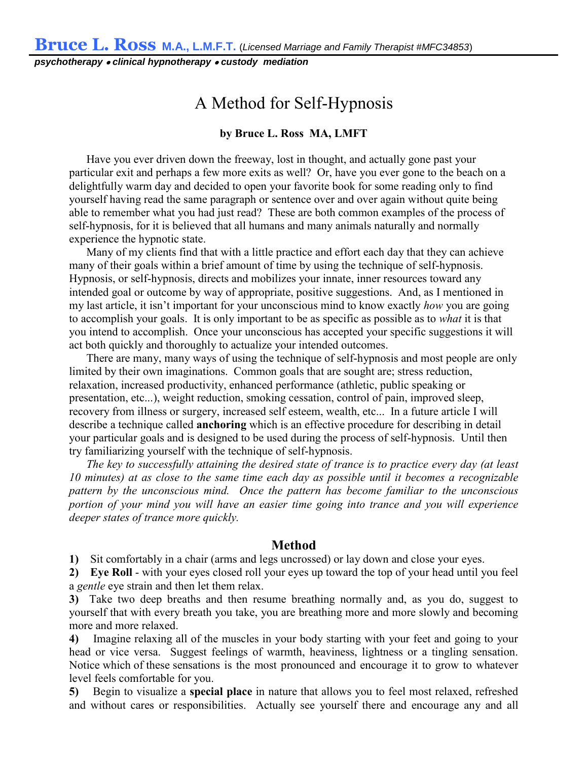**Bruce L. Ross** **M.A., L.M.F.T.** (*Licensed Marriage and Family Therapist #MFC34853*)

***psychotherapy • clinical hypnotherapy • custody mediation***

# A Method for Self-Hypnosis

**by Bruce L. Ross MA, LMFT**

Have you ever driven down the freeway, lost in thought, and actually gone past your particular exit and perhaps a few more exits as well? Or, have you ever gone to the beach on a delightfully warm day and decided to open your favorite book for some reading only to find yourself having read the same paragraph or sentence over and over again without quite being able to remember what you had just read? These are both common examples of the process of self-hypnosis, for it is believed that all humans and many animals naturally and normally experience the hypnotic state.

Many of my clients find that with a little practice and effort each day that they can achieve many of their goals within a brief amount of time by using the technique of self-hypnosis. Hypnosis, or self-hypnosis, directs and mobilizes your innate, inner resources toward any intended goal or outcome by way of appropriate, positive suggestions. And, as I mentioned in my last article, it isn't important for your unconscious mind to know exactly *how* you are going to accomplish your goals. It is only important to be as specific as possible as to *what* it is that you intend to accomplish. Once your unconscious has accepted your specific suggestions it will act both quickly and thoroughly to actualize your intended outcomes.

There are many, many ways of using the technique of self-hypnosis and most people are only limited by their own imaginations. Common goals that are sought are; stress reduction, relaxation, increased productivity, enhanced performance (athletic, public speaking or presentation, etc...), weight reduction, smoking cessation, control of pain, improved sleep, recovery from illness or surgery, increased self esteem, wealth, etc... In a future article I will describe a technique called **anchoring** which is an effective procedure for describing in detail your particular goals and is designed to be used during the process of self-hypnosis. Until then try familiarizing yourself with the technique of self-hypnosis.

*The key to successfully attaining the desired state of trance is to practice every day (at least 10 minutes) at as close to the same time each day as possible until it becomes a recognizable pattern by the unconscious mind. Once the pattern has become familiar to the unconscious portion of your mind you will have an easier time going into trance and you will experience deeper states of trance more quickly.*

## Method

**1)** Sit comfortably in a chair (arms and legs uncrossed) or lay down and close your eyes.

**2)** **Eye Roll** - with your eyes closed roll your eyes up toward the top of your head until you feel a *gentle* eye strain and then let them relax.

**3)** Take two deep breaths and then resume breathing normally and, as you do, suggest to yourself that with every breath you take, you are breathing more and more slowly and becoming more and more relaxed.

**4)** Imagine relaxing all of the muscles in your body starting with your feet and going to your head or vice versa. Suggest feelings of warmth, heaviness, lightness or a tingling sensation. Notice which of these sensations is the most pronounced and encourage it to grow to whatever level feels comfortable for you.

**5)** Begin to visualize a **special place** in nature that allows you to feel most relaxed, refreshed and without cares or responsibilities. Actually see yourself there and encourage any and all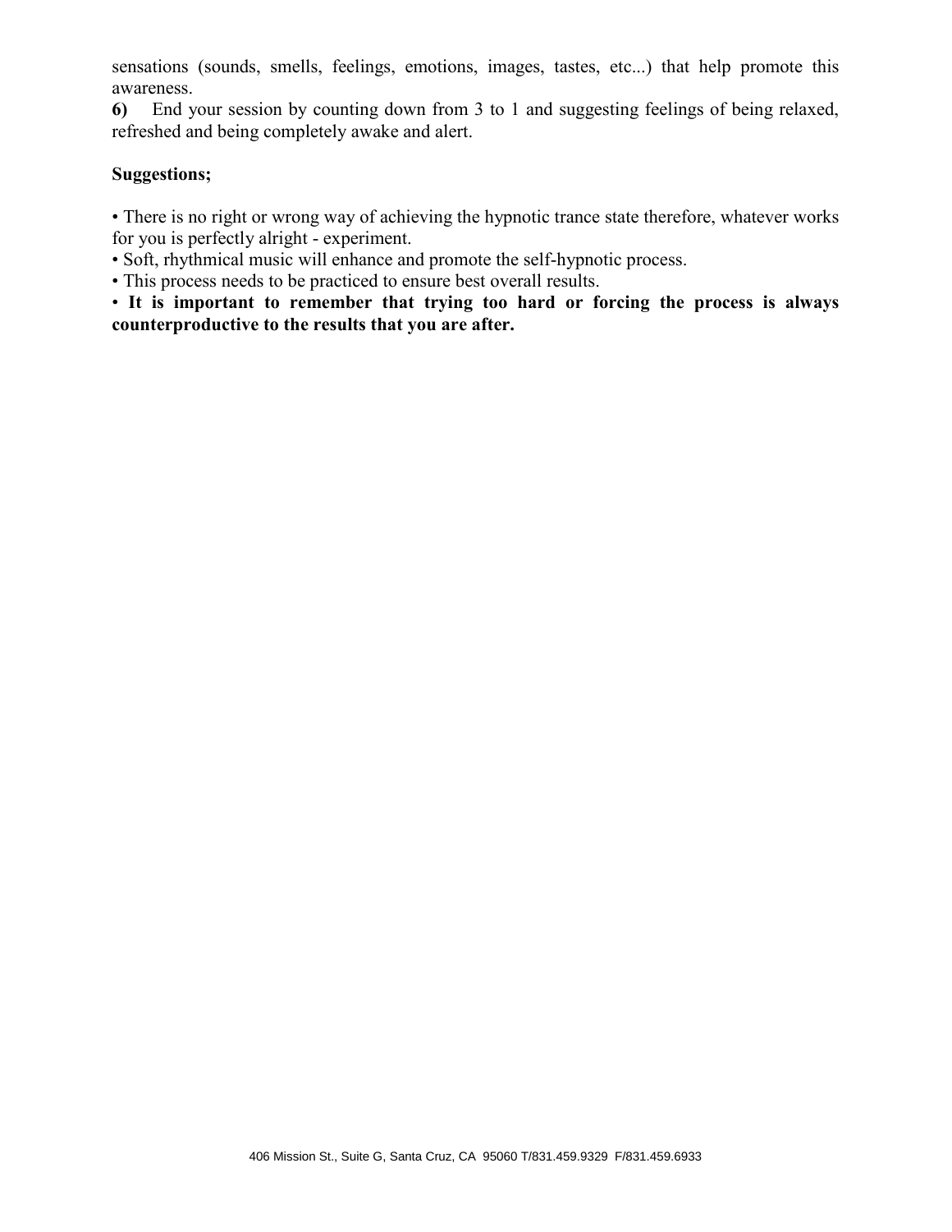sensations (sounds, smells, feelings, emotions, images, tastes, etc...) that help promote this awareness.

**6)** End your session by counting down from 3 to 1 and suggesting feelings of being relaxed, refreshed and being completely awake and alert.

**Suggestions;**

• There is no right or wrong way of achieving the hypnotic trance state therefore, whatever works for you is perfectly alright - experiment.
• Soft, rhythmical music will enhance and promote the self-hypnotic process.
• This process needs to be practiced to ensure best overall results.
• **It is important to remember that trying too hard or forcing the process is always counterproductive to the results that you are after.**